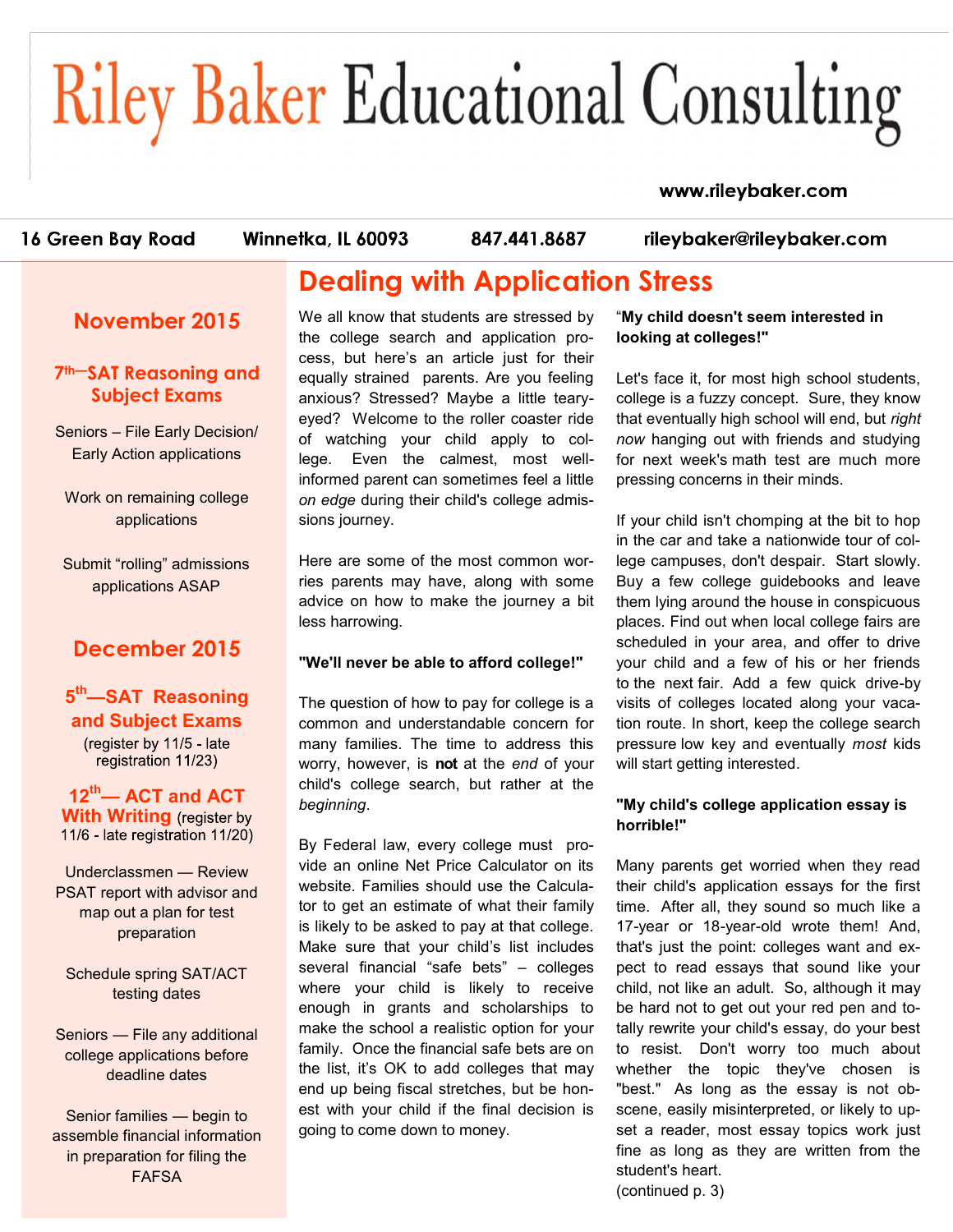# Riley Baker Educational Consulting

www.rileybaker.com

16 Green Bay Road | Winnetka, IL 60093 | 847.441.8687 | rileybaker@rileybaker.com

## November 2015

### 7th—SAT Reasoning and Subject Exams

Seniors – File Early Decision/ Early Action applications

Work on remaining college applications

Submit "rolling" admissions applications ASAP

## December 2015

### 5th—SAT Reasoning and Subject Exams

(register by 11/5 - late registration 11/23)

### 12th— ACT and ACT With Writing

(register by 11/6 - late registration 11/20)

Underclassmen — Review PSAT report with advisor and map out a plan for test preparation

Schedule spring SAT/ACT testing dates

Seniors — File any additional college applications before deadline dates

Senior families — begin to assemble financial information in preparation for filing the FAFSA

# Dealing with Application Stress

We all know that students are stressed by the college search and application process, but here's an article just for their equally strained parents. Are you feeling anxious? Stressed? Maybe a little teary-eyed? Welcome to the roller coaster ride of watching your child apply to college. Even the calmest, most well-informed parent can sometimes feel a little *on edge* during their child's college admissions journey.

Here are some of the most common worries parents may have, along with some advice on how to make the journey a bit less harrowing.

**"We'll never be able to afford college!"**

The question of how to pay for college is a common and understandable concern for many families. The time to address this worry, however, is **not** at the *end* of your child's college search, but rather at the *beginning*.

By Federal law, every college must provide an online Net Price Calculator on its website. Families should use the Calculator to get an estimate of what their family is likely to be asked to pay at that college. Make sure that your child's list includes several financial "safe bets" – colleges where your child is likely to receive enough in grants and scholarships to make the school a realistic option for your family. Once the financial safe bets are on the list, it's OK to add colleges that may end up being fiscal stretches, but be honest with your child if the final decision is going to come down to money.

**"My child doesn't seem interested in looking at colleges!"**

Let's face it, for most high school students, college is a fuzzy concept. Sure, they know that eventually high school will end, but *right now* hanging out with friends and studying for next week's math test are much more pressing concerns in their minds.

If your child isn't chomping at the bit to hop in the car and take a nationwide tour of college campuses, don't despair. Start slowly. Buy a few college guidebooks and leave them lying around the house in conspicuous places. Find out when local college fairs are scheduled in your area, and offer to drive your child and a few of his or her friends to the next fair. Add a few quick drive-by visits of colleges located along your vacation route. In short, keep the college search pressure low key and eventually *most* kids will start getting interested.

**"My child's college application essay is horrible!"**

Many parents get worried when they read their child's application essays for the first time. After all, they sound so much like a 17-year or 18-year-old wrote them! And, that's just the point: colleges want and expect to read essays that sound like your child, not like an adult. So, although it may be hard not to get out your red pen and totally rewrite your child's essay, do your best to resist. Don't worry too much about whether the topic they've chosen is "best." As long as the essay is not obscene, easily misinterpreted, or likely to upset a reader, most essay topics work just fine as long as they are written from the student's heart.

(continued p. 3)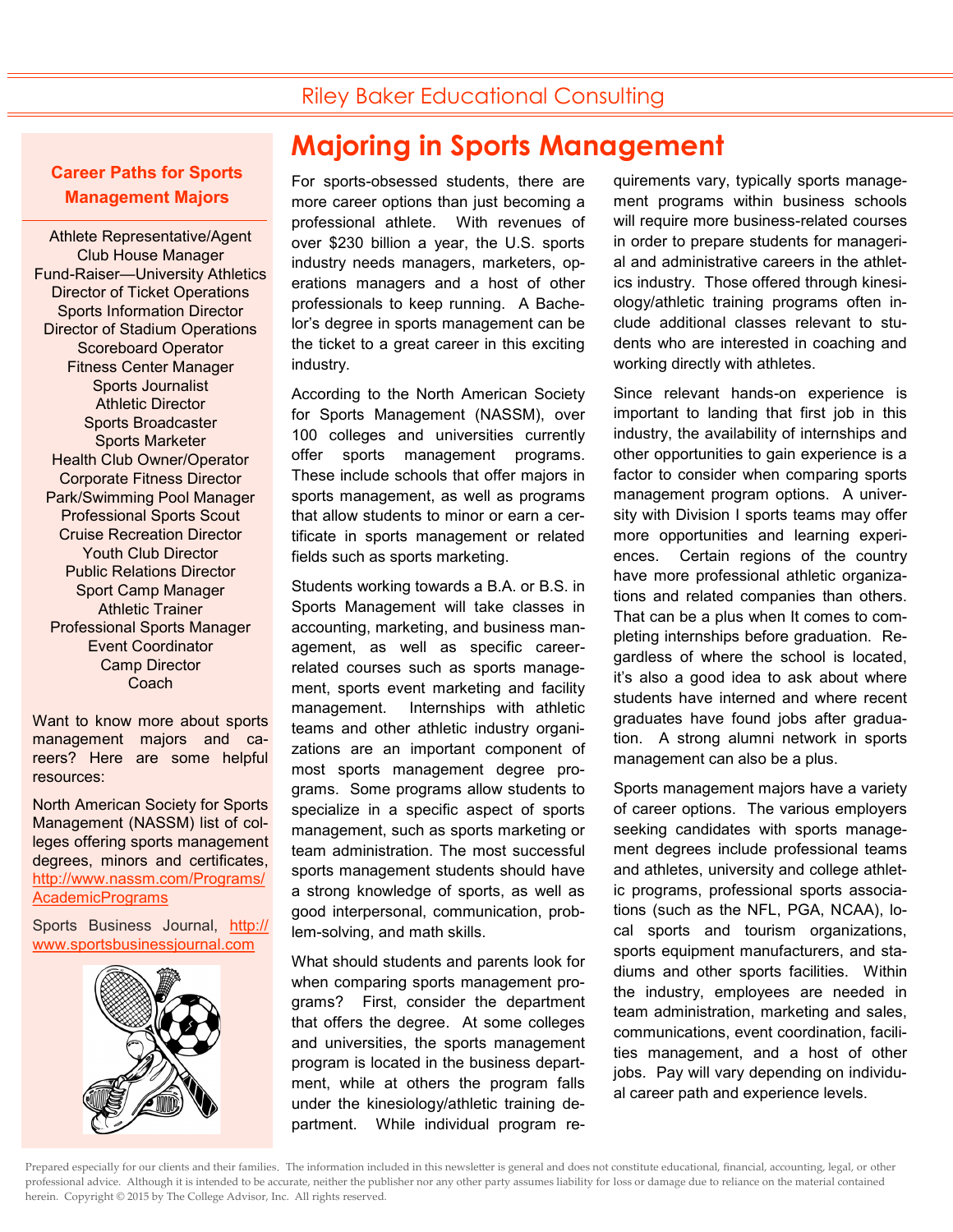Riley Baker Educational Consulting

# Majoring in Sports Management

For sports-obsessed students, there are more career options than just becoming a professional athlete. With revenues of over $230 billion a year, the U.S. sports industry needs managers, marketers, operations managers and a host of other professionals to keep running. A Bachelor's degree in sports management can be the ticket to a great career in this exciting industry.

According to the North American Society for Sports Management (NASSM), over 100 colleges and universities currently offer sports management programs. These include schools that offer majors in sports management, as well as programs that allow students to minor or earn a certificate in sports management or related fields such as sports marketing.

Students working towards a B.A. or B.S. in Sports Management will take classes in accounting, marketing, and business management, as well as specific career-related courses such as sports management, sports event marketing and facility management. Internships with athletic teams and other athletic industry organizations are an important component of most sports management degree programs. Some programs allow students to specialize in a specific aspect of sports management, such as sports marketing or team administration. The most successful sports management students should have a strong knowledge of sports, as well as good interpersonal, communication, problem-solving, and math skills.

What should students and parents look for when comparing sports management programs? First, consider the department that offers the degree. At some colleges and universities, the sports management program is located in the business department, while at others the program falls under the kinesiology/athletic training department. While individual program requirements vary, typically sports management programs within business schools will require more business-related courses in order to prepare students for managerial and administrative careers in the athletics industry. Those offered through kinesiology/athletic training programs often include additional classes relevant to students who are interested in coaching and working directly with athletes.

Since relevant hands-on experience is important to landing that first job in this industry, the availability of internships and other opportunities to gain experience is a factor to consider when comparing sports management program options. A university with Division I sports teams may offer more opportunities and learning experiences. Certain regions of the country have more professional athletic organizations and related companies than others. That can be a plus when It comes to completing internships before graduation. Regardless of where the school is located, it's also a good idea to ask about where students have interned and where recent graduates have found jobs after graduation. A strong alumni network in sports management can also be a plus.

Sports management majors have a variety of career options. The various employers seeking candidates with sports management degrees include professional teams and athletes, university and college athletic programs, professional sports associations (such as the NFL, PGA, NCAA), local sports and tourism organizations, sports equipment manufacturers, and stadiums and other sports facilities. Within the industry, employees are needed in team administration, marketing and sales, communications, event coordination, facilities management, and a host of other jobs. Pay will vary depending on individual career path and experience levels.

## Career Paths for Sports Management Majors

- Athlete Representative/Agent
- Club House Manager
- Fund-Raiser—University Athletics
- Director of Ticket Operations
- Sports Information Director
- Director of Stadium Operations
- Scoreboard Operator
- Fitness Center Manager
- Sports Journalist
- Athletic Director
- Sports Broadcaster
- Sports Marketer
- Health Club Owner/Operator
- Corporate Fitness Director
- Park/Swimming Pool Manager
- Professional Sports Scout
- Cruise Recreation Director
- Youth Club Director
- Public Relations Director
- Sport Camp Manager
- Athletic Trainer
- Professional Sports Manager
- Event Coordinator
- Camp Director
- Coach

Want to know more about sports management majors and careers? Here are some helpful resources:

North American Society for Sports Management (NASSM) list of colleges offering sports management degrees, minors and certificates, http://www.nassm.com/Programs/AcademicPrograms

Sports Business Journal, http://www.sportsbusinessjournal.com

Prepared especially for our clients and their families. The information included in this newsletter is general and does not constitute educational, financial, accounting, legal, or other professional advice. Although it is intended to be accurate, neither the publisher nor any other party assumes liability for loss or damage due to reliance on the material contained herein. Copyright © 2015 by The College Advisor, Inc. All rights reserved.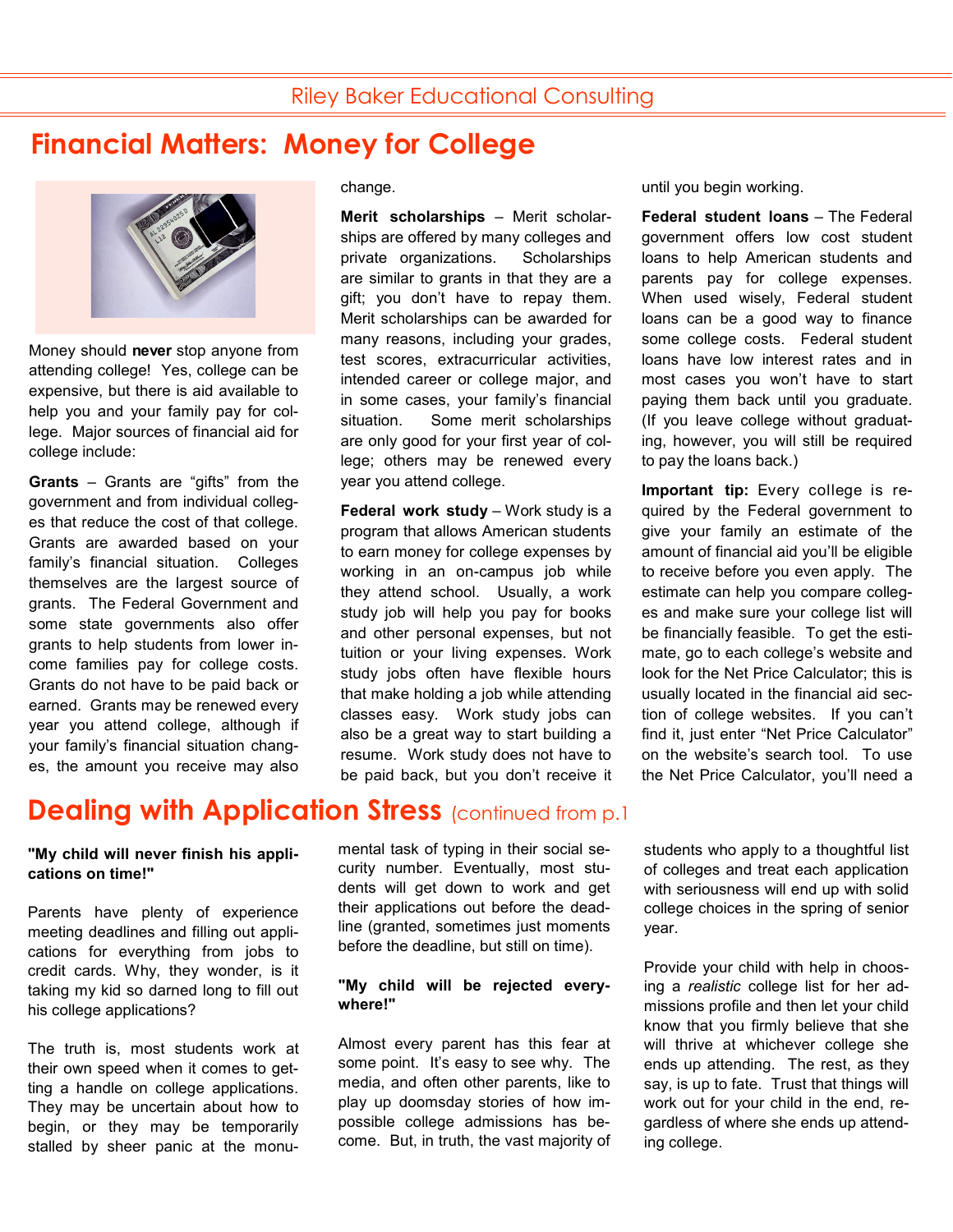# Financial Matters: Money for College

Money should **never** stop anyone from attending college! Yes, college can be expensive, but there is aid available to help you and your family pay for college. Major sources of financial aid for college include:

**Grants** – Grants are "gifts" from the government and from individual colleges that reduce the cost of that college. Grants are awarded based on your family's financial situation. Colleges themselves are the largest source of grants. The Federal Government and some state governments also offer grants to help students from lower income families pay for college costs. Grants do not have to be paid back or earned. Grants may be renewed every year you attend college, although if your family's financial situation changes, the amount you receive may also change.

**Merit scholarships** – Merit scholarships are offered by many colleges and private organizations. Scholarships are similar to grants in that they are a gift; you don't have to repay them. Merit scholarships can be awarded for many reasons, including your grades, test scores, extracurricular activities, intended career or college major, and in some cases, your family's financial situation. Some merit scholarships are only good for your first year of college; others may be renewed every year you attend college.

**Federal work study** – Work study is a program that allows American students to earn money for college expenses by working in an on-campus job while they attend school. Usually, a work study job will help you pay for books and other personal expenses, but not tuition or your living expenses. Work study jobs often have flexible hours that make holding a job while attending classes easy. Work study jobs can also be a great way to start building a resume. Work study does not have to be paid back, but you don't receive it until you begin working.

**Federal student loans** – The Federal government offers low cost student loans to help American students and parents pay for college expenses. When used wisely, Federal student loans can be a good way to finance some college costs. Federal student loans have low interest rates and in most cases you won't have to start paying them back until you graduate. (If you leave college without graduating, however, you will still be required to pay the loans back.)

**Important tip:** Every college is required by the Federal government to give your family an estimate of the amount of financial aid you'll be eligible to receive before you even apply. The estimate can help you compare colleges and make sure your college list will be financially feasible. To get the estimate, go to each college's website and look for the Net Price Calculator; this is usually located in the financial aid section of college websites. If you can't find it, just enter "Net Price Calculator" on the website's search tool. To use the Net Price Calculator, you'll need a

# Dealing with Application Stress (continued from p.1

**"My child will never finish his applications on time!"**

Parents have plenty of experience meeting deadlines and filling out applications for everything from jobs to credit cards. Why, they wonder, is it taking my kid so darned long to fill out his college applications?

The truth is, most students work at their own speed when it comes to getting a handle on college applications. They may be uncertain about how to begin, or they may be temporarily stalled by sheer panic at the monumental task of typing in their social security number. Eventually, most students will get down to work and get their applications out before the deadline (granted, sometimes just moments before the deadline, but still on time).

**"My child will be rejected everywhere!"**

Almost every parent has this fear at some point. It's easy to see why. The media, and often other parents, like to play up doomsday stories of how impossible college admissions has become. But, in truth, the vast majority of students who apply to a thoughtful list of colleges and treat each application with seriousness will end up with solid college choices in the spring of senior year.

Provide your child with help in choosing a *realistic* college list for her admissions profile and then let your child know that you firmly believe that she will thrive at whichever college she ends up attending. The rest, as they say, is up to fate. Trust that things will work out for your child in the end, regardless of where she ends up attending college.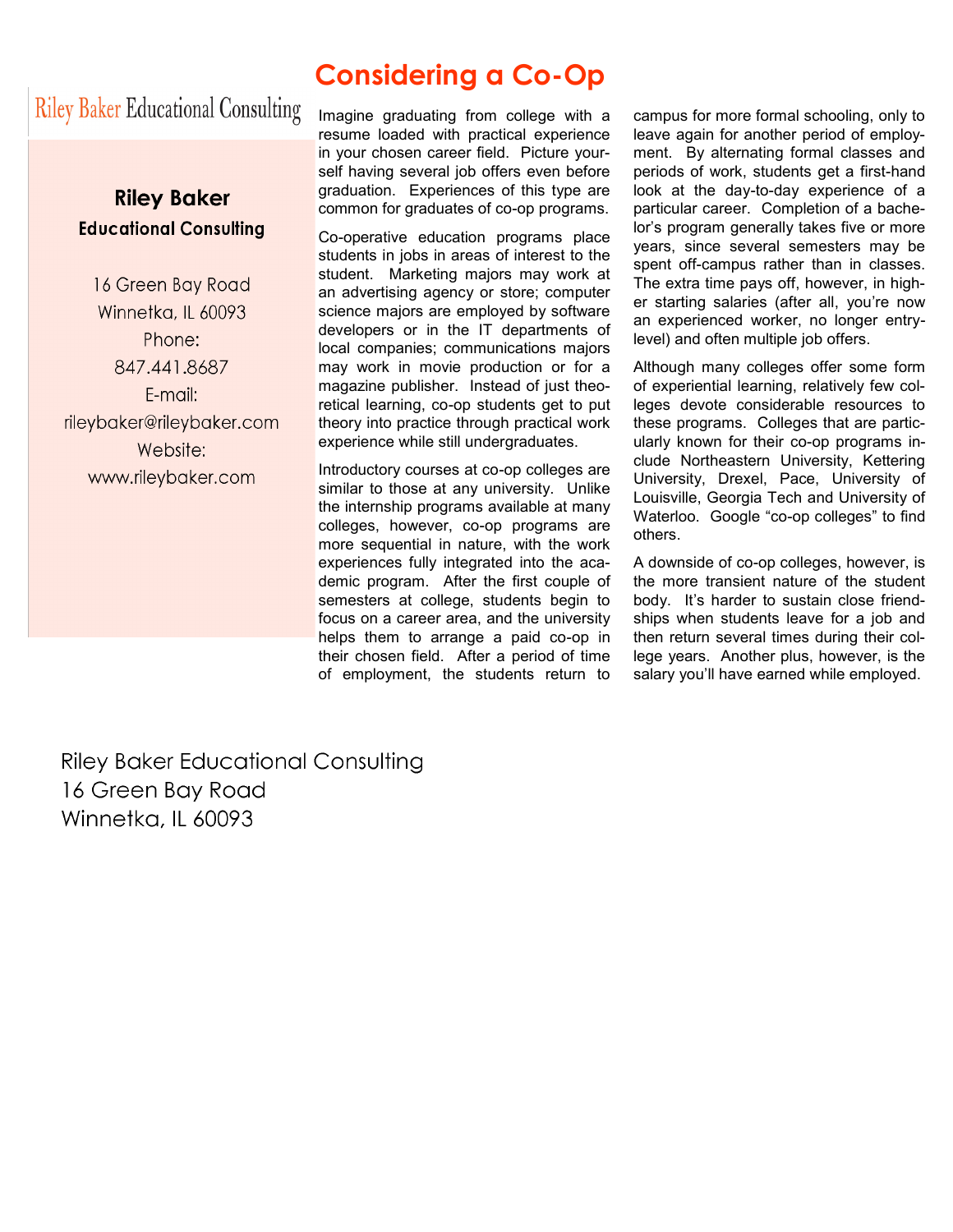Riley Baker Educational Consulting

**Riley Baker**
**Educational Consulting**

16 Green Bay Road
Winnetka, IL 60093
Phone:
847.441.8687
E-mail:
rileybaker@rileybaker.com
Website:
www.rileybaker.com

# Considering a Co-Op

Imagine graduating from college with a resume loaded with practical experience in your chosen career field. Picture yourself having several job offers even before graduation. Experiences of this type are common for graduates of co-op programs.

Co-operative education programs place students in jobs in areas of interest to the student. Marketing majors may work at an advertising agency or store; computer science majors are employed by software developers or in the IT departments of local companies; communications majors may work in movie production or for a magazine publisher. Instead of just theoretical learning, co-op students get to put theory into practice through practical work experience while still undergraduates.

Introductory courses at co-op colleges are similar to those at any university. Unlike the internship programs available at many colleges, however, co-op programs are more sequential in nature, with the work experiences fully integrated into the academic program. After the first couple of semesters at college, students begin to focus on a career area, and the university helps them to arrange a paid co-op in their chosen field. After a period of time of employment, the students return to campus for more formal schooling, only to leave again for another period of employment. By alternating formal classes and periods of work, students get a first-hand look at the day-to-day experience of a particular career. Completion of a bachelor's program generally takes five or more years, since several semesters may be spent off-campus rather than in classes. The extra time pays off, however, in higher starting salaries (after all, you're now an experienced worker, no longer entry-level) and often multiple job offers.

Although many colleges offer some form of experiential learning, relatively few colleges devote considerable resources to these programs. Colleges that are particularly known for their co-op programs include Northeastern University, Kettering University, Drexel, Pace, University of Louisville, Georgia Tech and University of Waterloo. Google "co-op colleges" to find others.

A downside of co-op colleges, however, is the more transient nature of the student body. It's harder to sustain close friendships when students leave for a job and then return several times during their college years. Another plus, however, is the salary you'll have earned while employed.

Riley Baker Educational Consulting
16 Green Bay Road
Winnetka, IL 60093